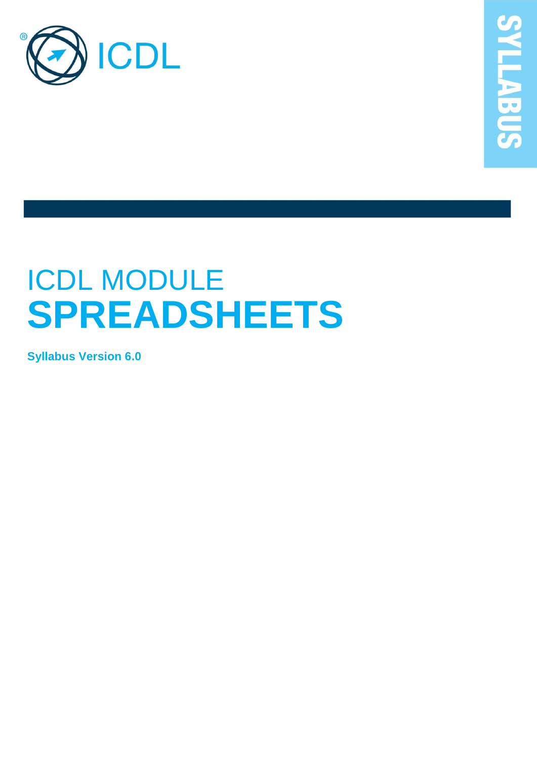ICDL

SYLLABUS

# ICDL MODULE
# SPREADSHEETS

**Syllabus Version 6.0**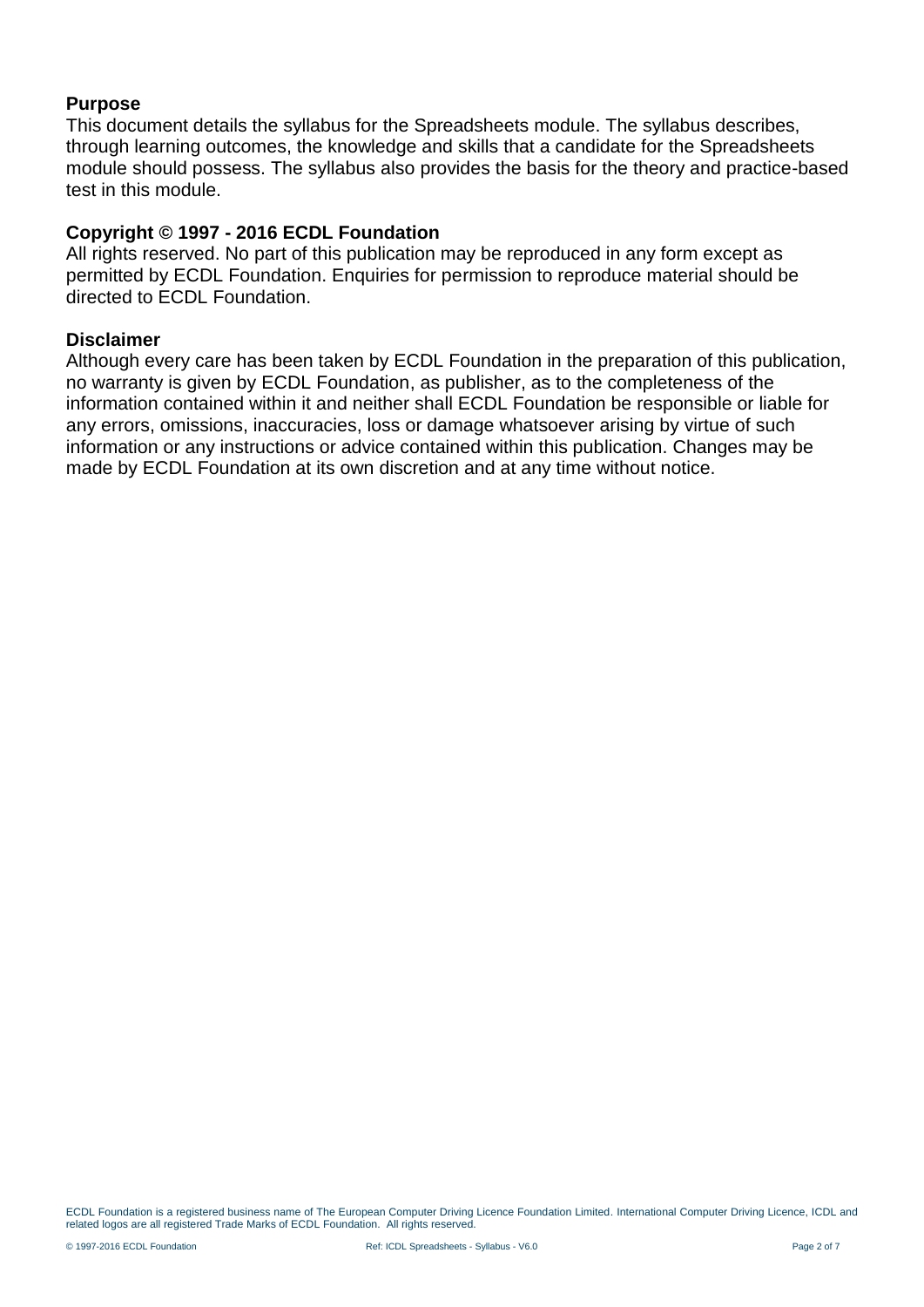## Purpose

This document details the syllabus for the Spreadsheets module. The syllabus describes, through learning outcomes, the knowledge and skills that a candidate for the Spreadsheets module should possess. The syllabus also provides the basis for the theory and practice-based test in this module.

## Copyright © 1997 - 2016 ECDL Foundation

All rights reserved. No part of this publication may be reproduced in any form except as permitted by ECDL Foundation. Enquiries for permission to reproduce material should be directed to ECDL Foundation.

## Disclaimer

Although every care has been taken by ECDL Foundation in the preparation of this publication, no warranty is given by ECDL Foundation, as publisher, as to the completeness of the information contained within it and neither shall ECDL Foundation be responsible or liable for any errors, omissions, inaccuracies, loss or damage whatsoever arising by virtue of such information or any instructions or advice contained within this publication. Changes may be made by ECDL Foundation at its own discretion and at any time without notice.

ECDL Foundation is a registered business name of The European Computer Driving Licence Foundation Limited. International Computer Driving Licence, ICDL and related logos are all registered Trade Marks of ECDL Foundation. All rights reserved.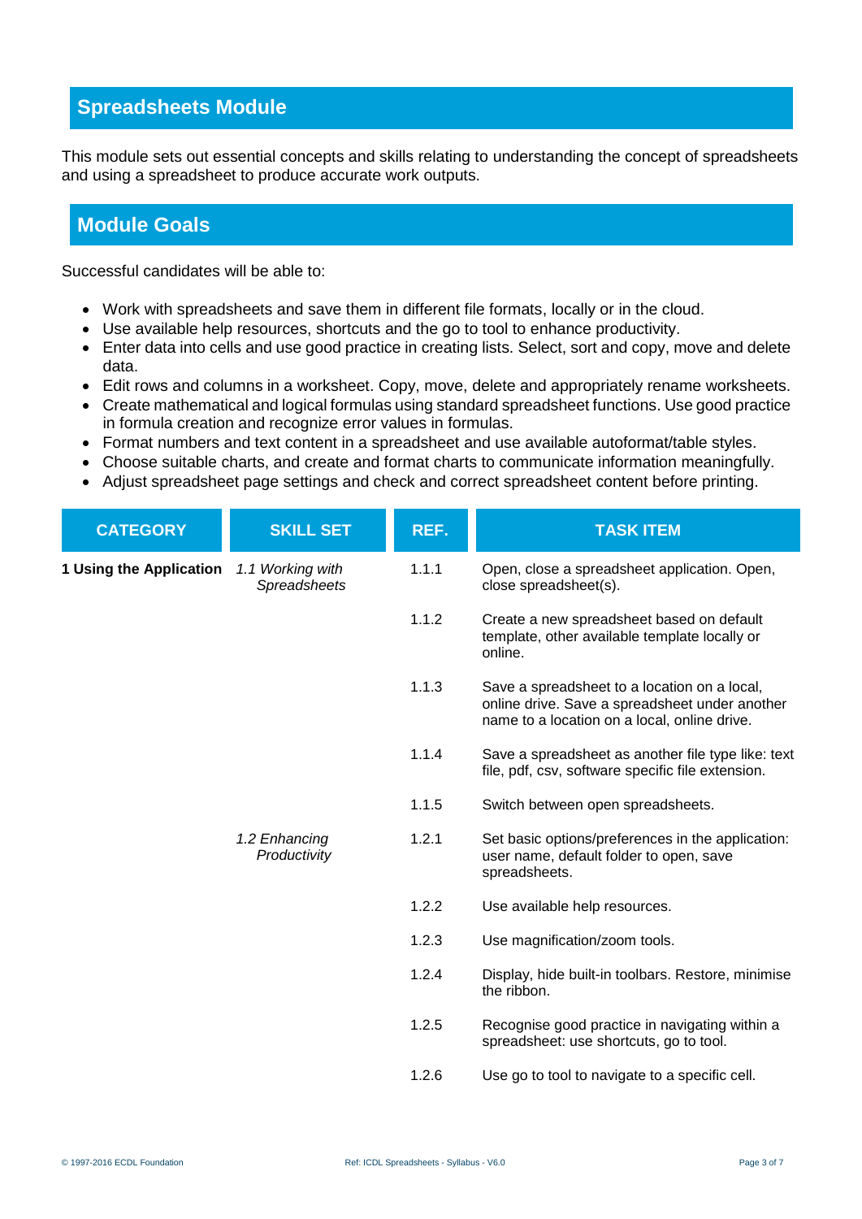## Spreadsheets Module

This module sets out essential concepts and skills relating to understanding the concept of spreadsheets and using a spreadsheet to produce accurate work outputs.

## Module Goals

Successful candidates will be able to:

- Work with spreadsheets and save them in different file formats, locally or in the cloud.
- Use available help resources, shortcuts and the go to tool to enhance productivity.
- Enter data into cells and use good practice in creating lists. Select, sort and copy, move and delete data.
- Edit rows and columns in a worksheet. Copy, move, delete and appropriately rename worksheets.
- Create mathematical and logical formulas using standard spreadsheet functions. Use good practice in formula creation and recognize error values in formulas.
- Format numbers and text content in a spreadsheet and use available autoformat/table styles.
- Choose suitable charts, and create and format charts to communicate information meaningfully.
- Adjust spreadsheet page settings and check and correct spreadsheet content before printing.

| CATEGORY | SKILL SET | REF. | TASK ITEM |
|---|---|---|---|
| **1 Using the Application** | *1.1 Working with Spreadsheets* | 1.1.1 | Open, close a spreadsheet application. Open, close spreadsheet(s). |
| | | 1.1.2 | Create a new spreadsheet based on default template, other available template locally or online. |
| | | 1.1.3 | Save a spreadsheet to a location on a local, online drive. Save a spreadsheet under another name to a location on a local, online drive. |
| | | 1.1.4 | Save a spreadsheet as another file type like: text file, pdf, csv, software specific file extension. |
| | | 1.1.5 | Switch between open spreadsheets. |
| | *1.2 Enhancing Productivity* | 1.2.1 | Set basic options/preferences in the application: user name, default folder to open, save spreadsheets. |
| | | 1.2.2 | Use available help resources. |
| | | 1.2.3 | Use magnification/zoom tools. |
| | | 1.2.4 | Display, hide built-in toolbars. Restore, minimise the ribbon. |
| | | 1.2.5 | Recognise good practice in navigating within a spreadsheet: use shortcuts, go to tool. |
| | | 1.2.6 | Use go to tool to navigate to a specific cell. |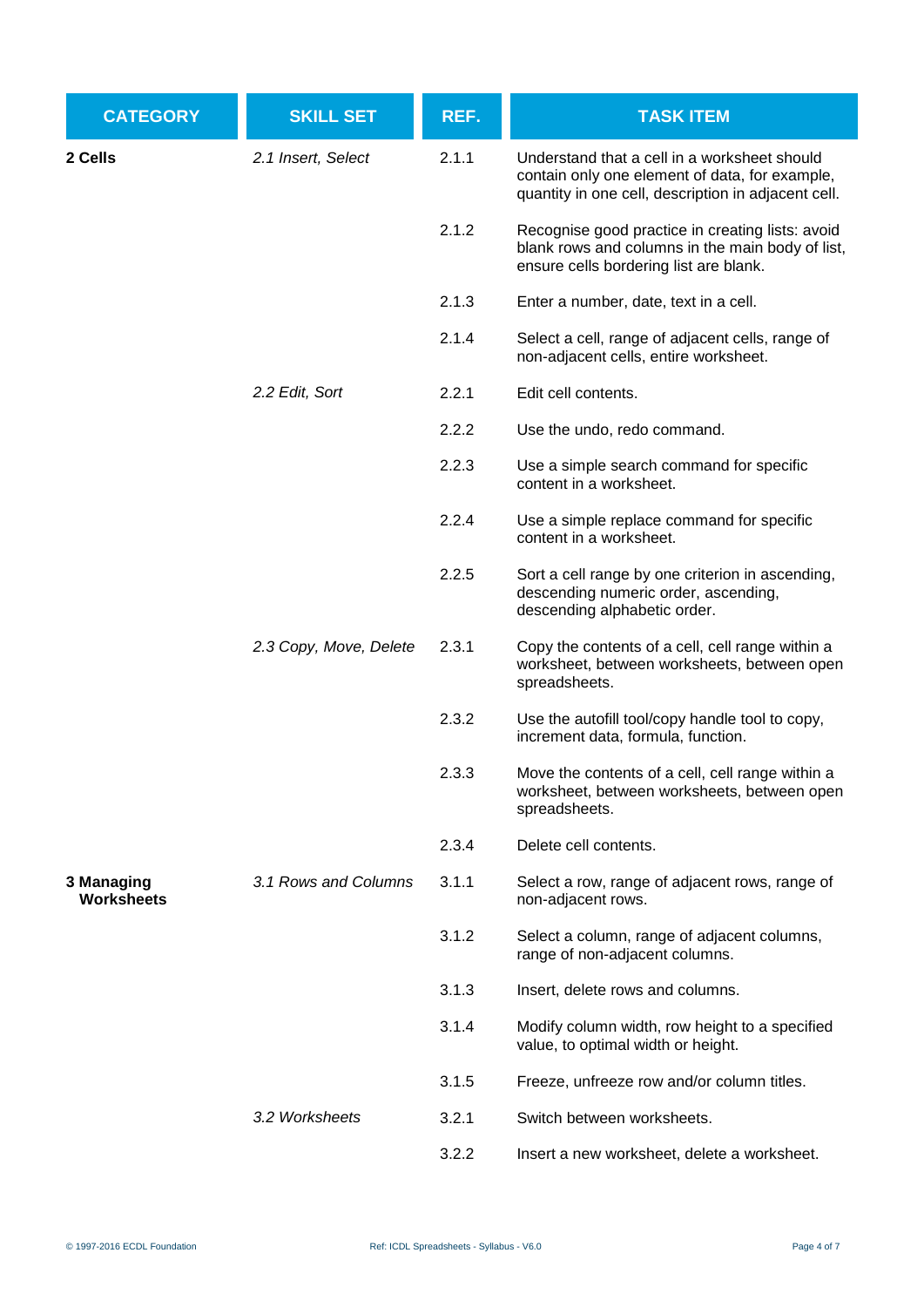| CATEGORY | SKILL SET | REF. | TASK ITEM |
|---|---|---|---|
| **2 Cells** | *2.1 Insert, Select* | 2.1.1 | Understand that a cell in a worksheet should contain only one element of data, for example, quantity in one cell, description in adjacent cell. |
| | | 2.1.2 | Recognise good practice in creating lists: avoid blank rows and columns in the main body of list, ensure cells bordering list are blank. |
| | | 2.1.3 | Enter a number, date, text in a cell. |
| | | 2.1.4 | Select a cell, range of adjacent cells, range of non-adjacent cells, entire worksheet. |
| | *2.2 Edit, Sort* | 2.2.1 | Edit cell contents. |
| | | 2.2.2 | Use the undo, redo command. |
| | | 2.2.3 | Use a simple search command for specific content in a worksheet. |
| | | 2.2.4 | Use a simple replace command for specific content in a worksheet. |
| | | 2.2.5 | Sort a cell range by one criterion in ascending, descending numeric order, ascending, descending alphabetic order. |
| | *2.3 Copy, Move, Delete* | 2.3.1 | Copy the contents of a cell, cell range within a worksheet, between worksheets, between open spreadsheets. |
| | | 2.3.2 | Use the autofill tool/copy handle tool to copy, increment data, formula, function. |
| | | 2.3.3 | Move the contents of a cell, cell range within a worksheet, between worksheets, between open spreadsheets. |
| | | 2.3.4 | Delete cell contents. |
| **3 Managing Worksheets** | *3.1 Rows and Columns* | 3.1.1 | Select a row, range of adjacent rows, range of non-adjacent rows. |
| | | 3.1.2 | Select a column, range of adjacent columns, range of non-adjacent columns. |
| | | 3.1.3 | Insert, delete rows and columns. |
| | | 3.1.4 | Modify column width, row height to a specified value, to optimal width or height. |
| | | 3.1.5 | Freeze, unfreeze row and/or column titles. |
| | *3.2 Worksheets* | 3.2.1 | Switch between worksheets. |
| | | 3.2.2 | Insert a new worksheet, delete a worksheet. |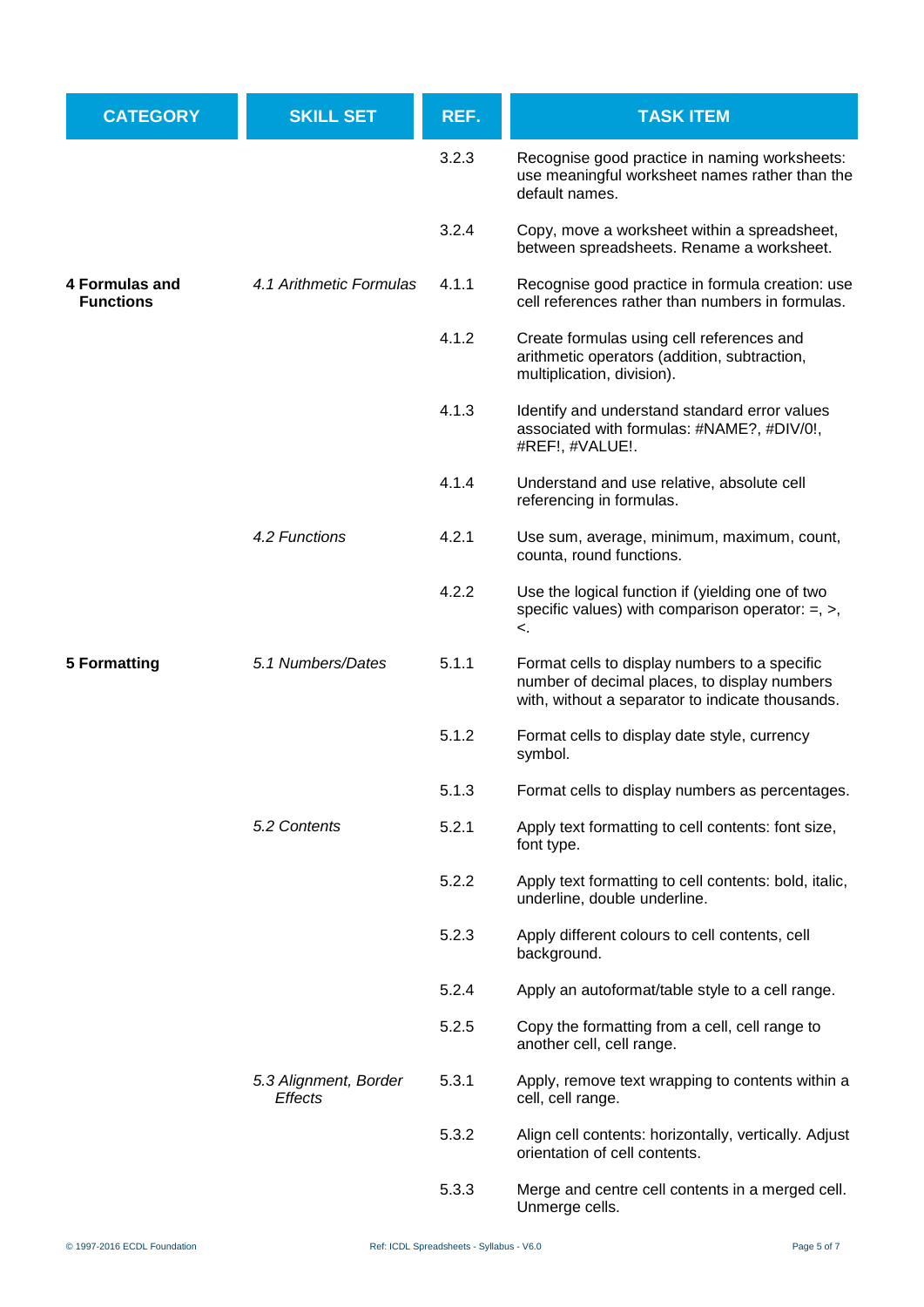| CATEGORY | SKILL SET | REF. | TASK ITEM |
|---|---|---|---|
| | | 3.2.3 | Recognise good practice in naming worksheets: use meaningful worksheet names rather than the default names. |
| | | 3.2.4 | Copy, move a worksheet within a spreadsheet, between spreadsheets. Rename a worksheet. |
| **4 Formulas and Functions** | *4.1 Arithmetic Formulas* | 4.1.1 | Recognise good practice in formula creation: use cell references rather than numbers in formulas. |
| | | 4.1.2 | Create formulas using cell references and arithmetic operators (addition, subtraction, multiplication, division). |
| | | 4.1.3 | Identify and understand standard error values associated with formulas: #NAME?, #DIV/0!, #REF!, #VALUE!. |
| | | 4.1.4 | Understand and use relative, absolute cell referencing in formulas. |
| | *4.2 Functions* | 4.2.1 | Use sum, average, minimum, maximum, count, counta, round functions. |
| | | 4.2.2 | Use the logical function if (yielding one of two specific values) with comparison operator: =, >, <. |
| **5 Formatting** | *5.1 Numbers/Dates* | 5.1.1 | Format cells to display numbers to a specific number of decimal places, to display numbers with, without a separator to indicate thousands. |
| | | 5.1.2 | Format cells to display date style, currency symbol. |
| | | 5.1.3 | Format cells to display numbers as percentages. |
| | *5.2 Contents* | 5.2.1 | Apply text formatting to cell contents: font size, font type. |
| | | 5.2.2 | Apply text formatting to cell contents: bold, italic, underline, double underline. |
| | | 5.2.3 | Apply different colours to cell contents, cell background. |
| | | 5.2.4 | Apply an autoformat/table style to a cell range. |
| | | 5.2.5 | Copy the formatting from a cell, cell range to another cell, cell range. |
| | *5.3 Alignment, Border Effects* | 5.3.1 | Apply, remove text wrapping to contents within a cell, cell range. |
| | | 5.3.2 | Align cell contents: horizontally, vertically. Adjust orientation of cell contents. |
| | | 5.3.3 | Merge and centre cell contents in a merged cell. Unmerge cells. |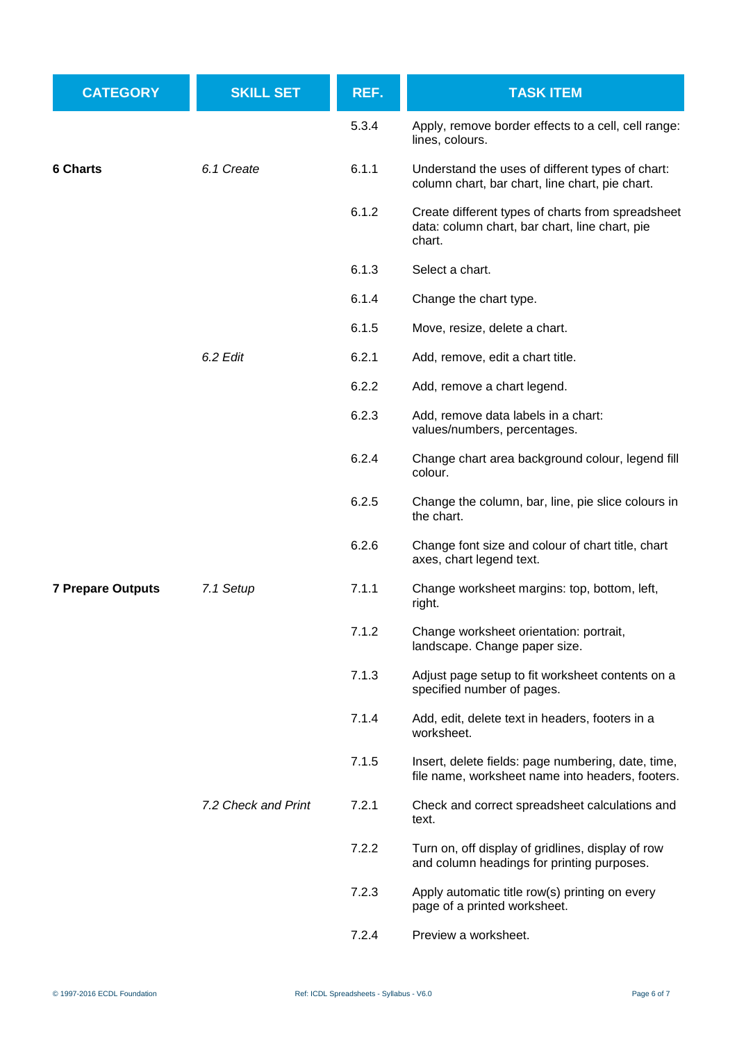| CATEGORY | SKILL SET | REF. | TASK ITEM |
|---|---|---|---|
| | | 5.3.4 | Apply, remove border effects to a cell, cell range: lines, colours. |
| **6 Charts** | *6.1 Create* | 6.1.1 | Understand the uses of different types of chart: column chart, bar chart, line chart, pie chart. |
| | | 6.1.2 | Create different types of charts from spreadsheet data: column chart, bar chart, line chart, pie chart. |
| | | 6.1.3 | Select a chart. |
| | | 6.1.4 | Change the chart type. |
| | | 6.1.5 | Move, resize, delete a chart. |
| | *6.2 Edit* | 6.2.1 | Add, remove, edit a chart title. |
| | | 6.2.2 | Add, remove a chart legend. |
| | | 6.2.3 | Add, remove data labels in a chart: values/numbers, percentages. |
| | | 6.2.4 | Change chart area background colour, legend fill colour. |
| | | 6.2.5 | Change the column, bar, line, pie slice colours in the chart. |
| | | 6.2.6 | Change font size and colour of chart title, chart axes, chart legend text. |
| **7 Prepare Outputs** | *7.1 Setup* | 7.1.1 | Change worksheet margins: top, bottom, left, right. |
| | | 7.1.2 | Change worksheet orientation: portrait, landscape. Change paper size. |
| | | 7.1.3 | Adjust page setup to fit worksheet contents on a specified number of pages. |
| | | 7.1.4 | Add, edit, delete text in headers, footers in a worksheet. |
| | | 7.1.5 | Insert, delete fields: page numbering, date, time, file name, worksheet name into headers, footers. |
| | *7.2 Check and Print* | 7.2.1 | Check and correct spreadsheet calculations and text. |
| | | 7.2.2 | Turn on, off display of gridlines, display of row and column headings for printing purposes. |
| | | 7.2.3 | Apply automatic title row(s) printing on every page of a printed worksheet. |
| | | 7.2.4 | Preview a worksheet. |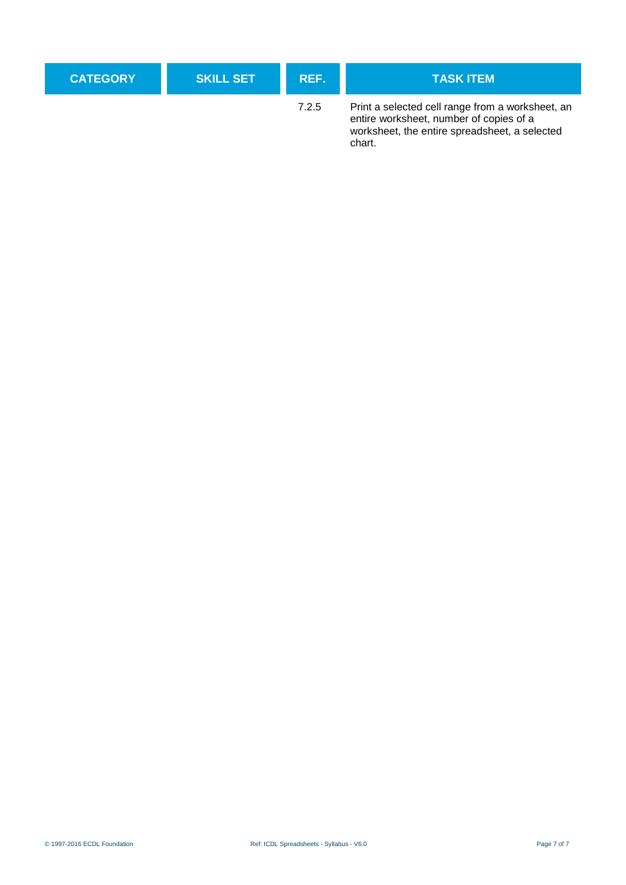| CATEGORY | SKILL SET | REF. | TASK ITEM |
| --- | --- | --- | --- |
| | | 7.2.5 | Print a selected cell range from a worksheet, an entire worksheet, number of copies of a worksheet, the entire spreadsheet, a selected chart. |